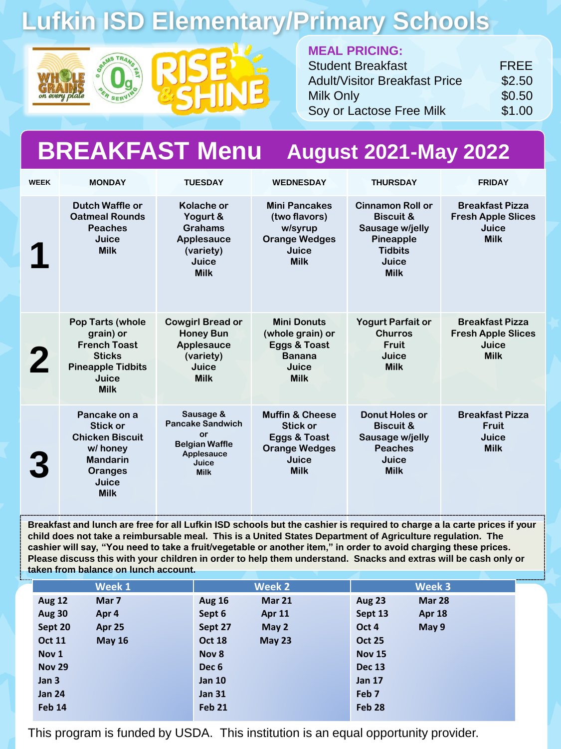# Lufkin ISD Elementary/Primary Schools

WHOLE GRAINS on every plate | 0g TRANS FAT PER SERVING | RISE & SHINE

**MEAL PRICING:**

| | |
|---|---|
| Student Breakfast | FREE |
| Adult/Visitor Breakfast Price | $2.50 |
| Milk Only | $0.50 |
| Soy or Lactose Free Milk | $1.00 |

## BREAKFAST Menu August 2021-May 2022

| WEEK | MONDAY | TUESDAY | WEDNESDAY | THURSDAY | FRIDAY |
|---|---|---|---|---|---|
| **1** | Dutch Waffle or Oatmeal Rounds<br>Peaches<br>Juice<br>Milk | Kolache or Yogurt & Grahams<br>Applesauce (variety)<br>Juice<br>Milk | Mini Pancakes (two flavors) w/syrup<br>Orange Wedges<br>Juice<br>Milk | Cinnamon Roll or Biscuit & Sausage w/jelly<br>Pineapple Tidbits<br>Juice<br>Milk | Breakfast Pizza<br>Fresh Apple Slices<br>Juice<br>Milk |
| **2** | Pop Tarts (whole grain) or French Toast Sticks<br>Pineapple Tidbits<br>Juice<br>Milk | Cowgirl Bread or Honey Bun<br>Applesauce (variety)<br>Juice<br>Milk | Mini Donuts (whole grain) or Eggs & Toast<br>Banana<br>Juice<br>Milk | Yogurt Parfait or Churros<br>Fruit<br>Juice<br>Milk | Breakfast Pizza<br>Fresh Apple Slices<br>Juice<br>Milk |
| **3** | Pancake on a Stick or Chicken Biscuit w/ honey<br>Mandarin Oranges<br>Juice<br>Milk | Sausage & Pancake Sandwich or Belgian Waffle<br>Applesauce<br>Juice<br>Milk | Muffin & Cheese Stick or Eggs & Toast<br>Orange Wedges<br>Juice<br>Milk | Donut Holes or Biscuit & Sausage w/jelly<br>Peaches<br>Juice<br>Milk | Breakfast Pizza<br>Fruit<br>Juice<br>Milk |

**Breakfast and lunch are free for all Lufkin ISD schools but the cashier is required to charge a la carte prices if your child does not take a reimbursable meal. This is a United States Department of Agriculture regulation. The cashier will say, "You need to take a fruit/vegetable or another item," in order to avoid charging these prices. Please discuss this with your children in order to help them understand. Snacks and extras will be cash only or taken from balance on lunch account.**

| Week 1 | | Week 2 | | Week 3 | |
|---|---|---|---|---|---|
| Aug 12 | Mar 7 | Aug 16 | Mar 21 | Aug 23 | Mar 28 |
| Aug 30 | Apr 4 | Sept 6 | Apr 11 | Sept 13 | Apr 18 |
| Sept 20 | Apr 25 | Sept 27 | May 2 | Oct 4 | May 9 |
| Oct 11 | May 16 | Oct 18 | May 23 | Oct 25 | |
| Nov 1 | | Nov 8 | | Nov 15 | |
| Nov 29 | | Dec 6 | | Dec 13 | |
| Jan 3 | | Jan 10 | | Jan 17 | |
| Jan 24 | | Jan 31 | | Feb 7 | |
| Feb 14 | | Feb 21 | | Feb 28 | |

This program is funded by USDA. This institution is an equal opportunity provider.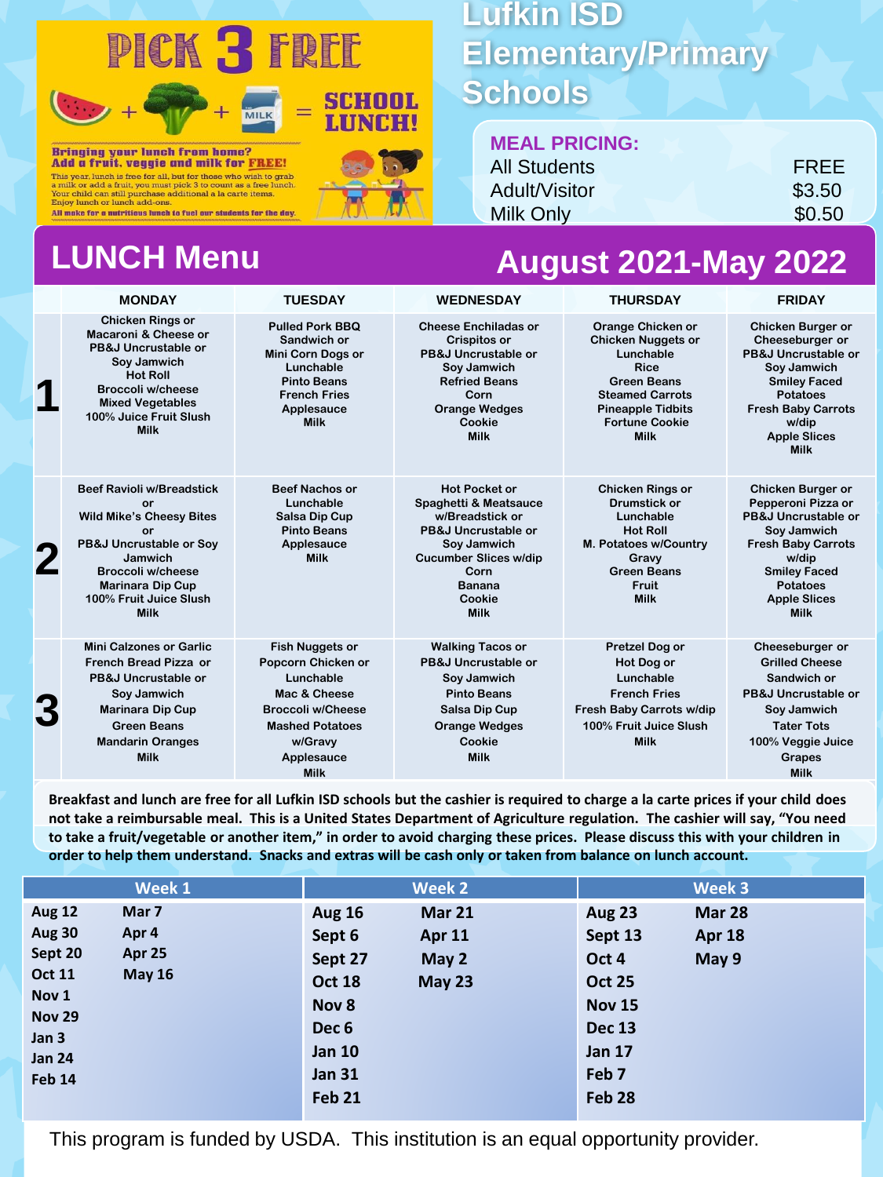# PICK 3 FREE

Fruit + Veggie + MILK = SCHOOL LUNCH!

**Bringing your lunch from home?**
**Add a fruit, veggie and milk for FREE!**

This year, lunch is free for all, but for those who wish to grab a milk or add a fruit, you must pick 3 to count as a free lunch. Your child can still purchase additional a la carte items. Enjoy lunch or lunch add-ons.

**All make for a nutritious lunch to fuel our students for the day.**

# Lufkin ISD Elementary/Primary Schools

**MEAL PRICING:**

| | |
|---|---|
| All Students | FREE |
| Adult/Visitor | $3.50 |
| Milk Only | $0.50 |

## LUNCH Menu — August 2021-May 2022

| | MONDAY | TUESDAY | WEDNESDAY | THURSDAY | FRIDAY |
|---|---|---|---|---|---|
| 1 | Chicken Rings or Macaroni & Cheese or PB&J Uncrustable or Soy Jamwich<br>Hot Roll<br>Broccoli w/cheese<br>Mixed Vegetables<br>100% Juice Fruit Slush<br>Milk | Pulled Pork BBQ Sandwich or Mini Corn Dogs or Lunchable<br>Pinto Beans<br>French Fries<br>Applesauce<br>Milk | Cheese Enchiladas or Crispitos or PB&J Uncrustable or Soy Jamwich<br>Refried Beans<br>Corn<br>Orange Wedges<br>Cookie<br>Milk | Orange Chicken or Chicken Nuggets or Lunchable<br>Rice<br>Green Beans<br>Steamed Carrots<br>Pineapple Tidbits<br>Fortune Cookie<br>Milk | Chicken Burger or Cheeseburger or PB&J Uncrustable or Soy Jamwich<br>Smiley Faced Potatoes<br>Fresh Baby Carrots w/dip<br>Apple Slices<br>Milk |
| 2 | Beef Ravioli w/Breadstick or Wild Mike's Cheesy Bites or PB&J Uncrustable or Soy Jamwich<br>Broccoli w/cheese<br>Marinara Dip Cup<br>100% Fruit Juice Slush<br>Milk | Beef Nachos or Lunchable<br>Salsa Dip Cup<br>Pinto Beans<br>Applesauce<br>Milk | Hot Pocket or Spaghetti & Meatsauce w/Breadstick or PB&J Uncrustable or Soy Jamwich<br>Cucumber Slices w/dip<br>Corn<br>Banana<br>Cookie<br>Milk | Chicken Rings or Drumstick or Lunchable<br>Hot Roll<br>M. Potatoes w/Country Gravy<br>Green Beans<br>Fruit<br>Milk | Chicken Burger or Pepperoni Pizza or PB&J Uncrustable or Soy Jamwich<br>Fresh Baby Carrots w/dip<br>Smiley Faced Potatoes<br>Apple Slices<br>Milk |
| 3 | Mini Calzones or Garlic French Bread Pizza or PB&J Uncrustable or Soy Jamwich<br>Marinara Dip Cup<br>Green Beans<br>Mandarin Oranges<br>Milk | Fish Nuggets or Popcorn Chicken or Lunchable<br>Mac & Cheese<br>Broccoli w/Cheese<br>Mashed Potatoes w/Gravy<br>Applesauce<br>Milk | Walking Tacos or PB&J Uncrustable or Soy Jamwich<br>Pinto Beans<br>Salsa Dip Cup<br>Orange Wedges<br>Cookie<br>Milk | Pretzel Dog or Hot Dog or Lunchable<br>French Fries<br>Fresh Baby Carrots w/dip<br>100% Fruit Juice Slush<br>Milk | Cheeseburger or Grilled Cheese Sandwich or PB&J Uncrustable or Soy Jamwich<br>Tater Tots<br>100% Veggie Juice<br>Grapes<br>Milk |

**Breakfast and lunch are free for all Lufkin ISD schools but the cashier is required to charge a la carte prices if your child does not take a reimbursable meal. This is a United States Department of Agriculture regulation. The cashier will say, "You need to take a fruit/vegetable or another item," in order to avoid charging these prices. Please discuss this with your children in order to help them understand. Snacks and extras will be cash only or taken from balance on lunch account.**

| Week 1 | | Week 2 | | Week 3 | |
|---|---|---|---|---|---|
| Aug 12 | Mar 7 | Aug 16 | Mar 21 | Aug 23 | Mar 28 |
| Aug 30 | Apr 4 | Sept 6 | Apr 11 | Sept 13 | Apr 18 |
| Sept 20 | Apr 25 | Sept 27 | May 2 | Oct 4 | May 9 |
| Oct 11 | May 16 | Oct 18 | May 23 | Oct 25 | |
| Nov 1 | | Nov 8 | | Nov 15 | |
| Nov 29 | | Dec 6 | | Dec 13 | |
| Jan 3 | | Jan 10 | | Jan 17 | |
| Jan 24 | | Jan 31 | | Feb 7 | |
| Feb 14 | | Feb 21 | | Feb 28 | |

This program is funded by USDA. This institution is an equal opportunity provider.